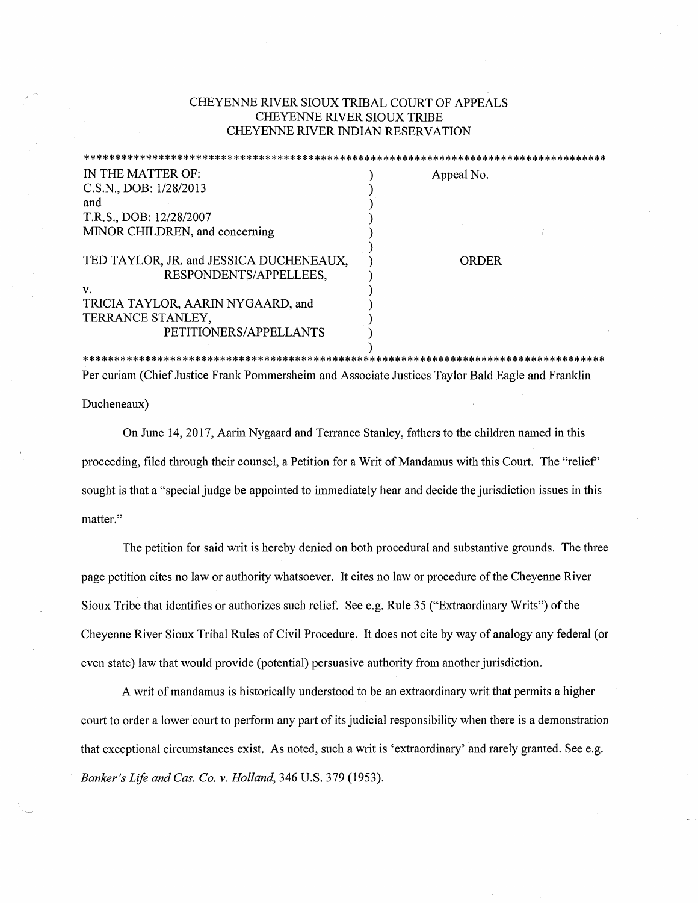CHEYENNE RIVER SIOUX TRIBAL COURT OF APPEALS
CHEYENNE RIVER SIOUX TRIBE
CHEYENNE RIVER INDIAN RESERVATION

*************************************************************************************

| | | |
|---|---|---|
| IN THE MATTER OF: | ) | Appeal No. |
| C.S.N., DOB: 1/28/2013 | ) | |
| and | ) | |
| T.R.S., DOB: 12/28/2007 | ) | |
| MINOR CHILDREN, and concerning | ) | |
| | ) | |
| TED TAYLOR, JR. and JESSICA DUCHENEAUX, | ) | ORDER |
| RESPONDENTS/APPELLEES, | ) | |
| v. | ) | |
| TRICIA TAYLOR, AARIN NYGAARD, and | ) | |
| TERRANCE STANLEY, | ) | |
| PETITIONERS/APPELLANTS | ) | |
| | ) | |

*************************************************************************************

Per curiam (Chief Justice Frank Pommersheim and Associate Justices Taylor Bald Eagle and Franklin Ducheneaux)

On June 14, 2017, Aarin Nygaard and Terrance Stanley, fathers to the children named in this proceeding, filed through their counsel, a Petition for a Writ of Mandamus with this Court. The "relief" sought is that a "special judge be appointed to immediately hear and decide the jurisdiction issues in this matter."

The petition for said writ is hereby denied on both procedural and substantive grounds. The three page petition cites no law or authority whatsoever. It cites no law or procedure of the Cheyenne River Sioux Tribe that identifies or authorizes such relief. See e.g. Rule 35 ("Extraordinary Writs") of the Cheyenne River Sioux Tribal Rules of Civil Procedure. It does not cite by way of analogy any federal (or even state) law that would provide (potential) persuasive authority from another jurisdiction.

A writ of mandamus is historically understood to be an extraordinary writ that permits a higher court to order a lower court to perform any part of its judicial responsibility when there is a demonstration that exceptional circumstances exist. As noted, such a writ is 'extraordinary' and rarely granted. See e.g. *Banker's Life and Cas. Co. v. Holland*, 346 U.S. 379 (1953).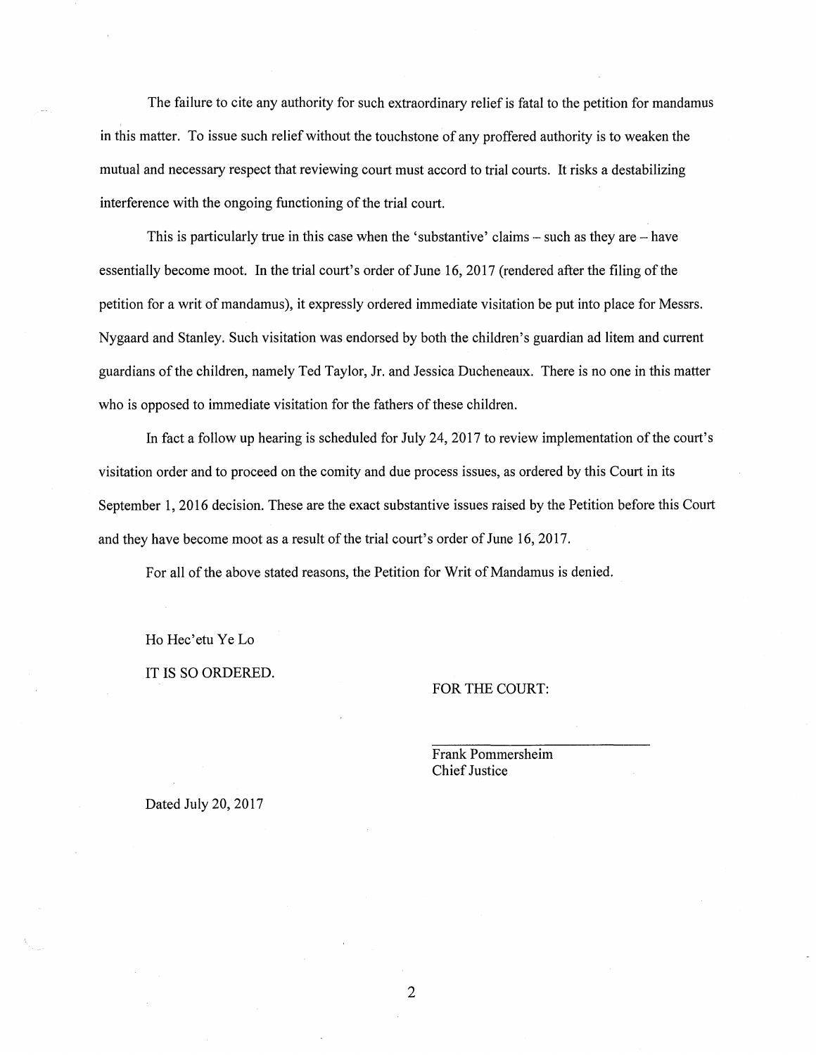The failure to cite any authority for such extraordinary relief is fatal to the petition for mandamus in this matter. To issue such relief without the touchstone of any proffered authority is to weaken the mutual and necessary respect that reviewing court must accord to trial courts. It risks a destabilizing interference with the ongoing functioning of the trial court.

This is particularly true in this case when the 'substantive' claims – such as they are – have essentially become moot. In the trial court's order of June 16, 2017 (rendered after the filing of the petition for a writ of mandamus), it expressly ordered immediate visitation be put into place for Messrs. Nygaard and Stanley. Such visitation was endorsed by both the children's guardian ad litem and current guardians of the children, namely Ted Taylor, Jr. and Jessica Ducheneaux. There is no one in this matter who is opposed to immediate visitation for the fathers of these children.

In fact a follow up hearing is scheduled for July 24, 2017 to review implementation of the court's visitation order and to proceed on the comity and due process issues, as ordered by this Court in its September 1, 2016 decision. These are the exact substantive issues raised by the Petition before this Court and they have become moot as a result of the trial court's order of June 16, 2017.

For all of the above stated reasons, the Petition for Writ of Mandamus is denied.

Ho Hec'etu Ye Lo

IT IS SO ORDERED.

FOR THE COURT:

Frank Pommersheim
Chief Justice

Dated July 20, 2017